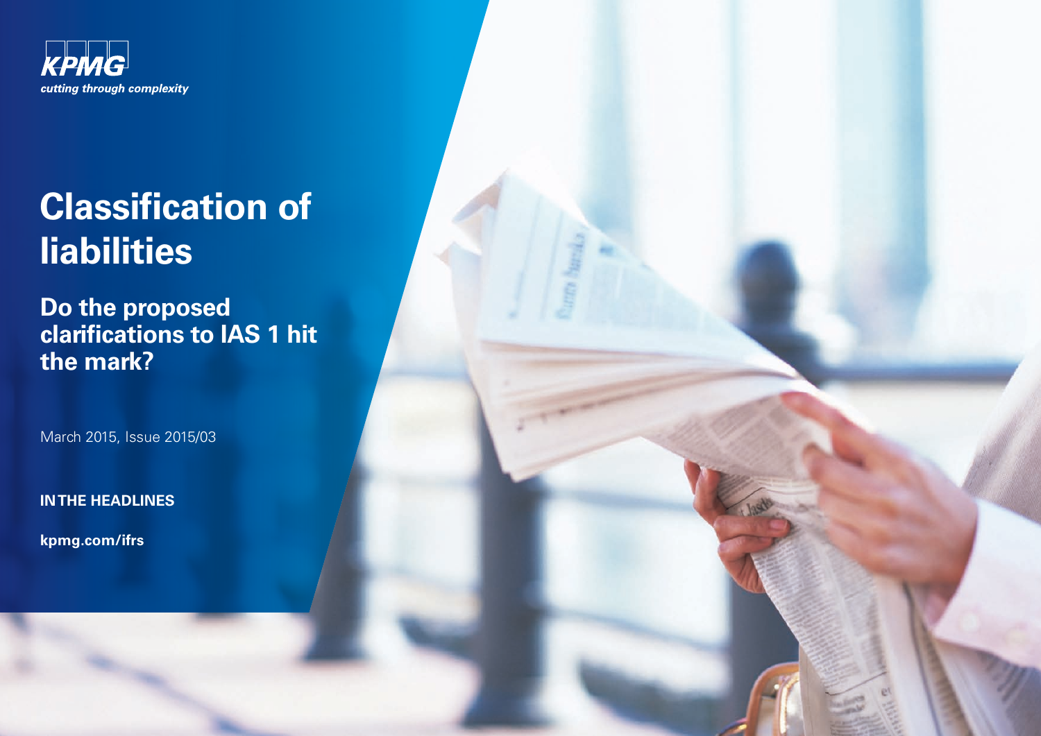KPMG

*cutting through complexity*

# Classification of liabilities

## Do the proposed clarifications to IAS 1 hit the mark?

March 2015, Issue 2015/03

**IN THE HEADLINES**

**kpmg.com/ifrs**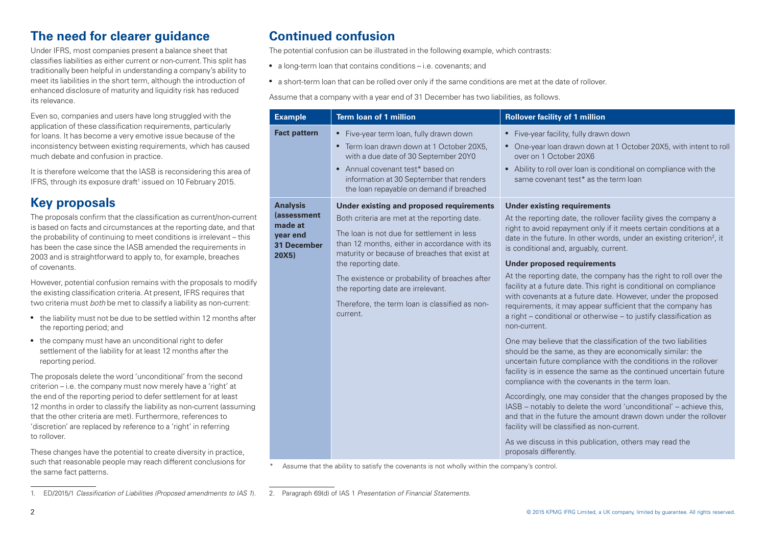## The need for clearer guidance

Under IFRS, most companies present a balance sheet that classifies liabilities as either current or non-current. This split has traditionally been helpful in understanding a company's ability to meet its liabilities in the short term, although the introduction of enhanced disclosure of maturity and liquidity risk has reduced its relevance.

Even so, companies and users have long struggled with the application of these classification requirements, particularly for loans. It has become a very emotive issue because of the inconsistency between existing requirements, which has caused much debate and confusion in practice.

It is therefore welcome that the IASB is reconsidering this area of IFRS, through its exposure draft[1] issued on 10 February 2015.

## Key proposals

The proposals confirm that the classification as current/non-current is based on facts and circumstances at the reporting date, and that the probability of continuing to meet conditions is irrelevant – this has been the case since the IASB amended the requirements in 2003 and is straightforward to apply to, for example, breaches of covenants.

However, potential confusion remains with the proposals to modify the existing classification criteria. At present, IFRS requires that two criteria must *both* be met to classify a liability as non-current:

- the liability must not be due to be settled within 12 months after the reporting period; and
- the company must have an unconditional right to defer settlement of the liability for at least 12 months after the reporting period.

The proposals delete the word 'unconditional' from the second criterion – i.e. the company must now merely have a 'right' at the end of the reporting period to defer settlement for at least 12 months in order to classify the liability as non-current (assuming that the other criteria are met). Furthermore, references to 'discretion' are replaced by reference to a 'right' in referring to rollover.

These changes have the potential to create diversity in practice, such that reasonable people may reach different conclusions for the same fact patterns.

## Continued confusion

The potential confusion can be illustrated in the following example, which contrasts:

- a long-term loan that contains conditions – i.e. covenants; and
- a short-term loan that can be rolled over only if the same conditions are met at the date of rollover.

Assume that a company with a year end of 31 December has two liabilities, as follows.

| Example | Term loan of 1 million | Rollover facility of 1 million |
|---|---|---|
| **Fact pattern** | • Five-year term loan, fully drawn down<br>• Term loan drawn down at 1 October 20X5, with a due date of 30 September 20Y0<br>• Annual covenant test* based on information at 30 September that renders the loan repayable on demand if breached | • Five-year facility, fully drawn down<br>• One-year loan drawn down at 1 October 20X5, with intent to roll over on 1 October 20X6<br>• Ability to roll over loan is conditional on compliance with the same covenant test* as the term loan |
| **Analysis (assessment made at year end 31 December 20X5)** | **Under existing and proposed requirements**<br>Both criteria are met at the reporting date.<br>The loan is not due for settlement in less than 12 months, either in accordance with its maturity or because of breaches that exist at the reporting date.<br>The existence or probability of breaches after the reporting date are irrelevant.<br>Therefore, the term loan is classified as non-current. | **Under existing requirements**<br>At the reporting date, the rollover facility gives the company a right to avoid repayment only if it meets certain conditions at a date in the future. In other words, under an existing criterion[2], it is conditional and, arguably, current.<br>**Under proposed requirements**<br>At the reporting date, the company has the right to roll over the facility at a future date. This right is conditional on compliance with covenants at a future date. However, under the proposed requirements, it may appear sufficient that the company has a right – conditional or otherwise – to justify classification as non-current.<br>One may believe that the classification of the two liabilities should be the same, as they are economically similar: the uncertain future compliance with the conditions in the rollover facility is in essence the same as the continued uncertain future compliance with the covenants in the term loan.<br>Accordingly, one may consider that the changes proposed by the IASB – notably to delete the word 'unconditional' – achieve this, and that in the future the amount drawn down under the rollover facility will be classified as non-current.<br>As we discuss in this publication, others may read the proposals differently. |

\* Assume that the ability to satisfy the covenants is not wholly within the company's control.

1. ED/2015/1 *Classification of Liabilities (Proposed amendments to IAS 1)*.

2. Paragraph 69(d) of IAS 1 *Presentation of Financial Statements*.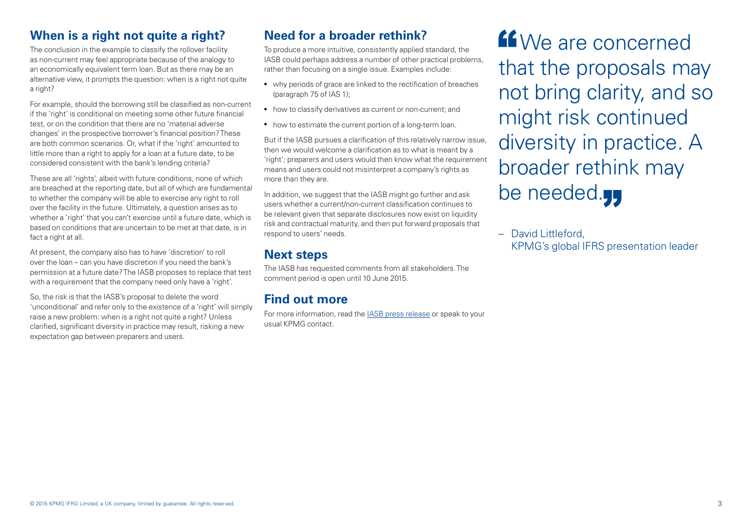## When is a right not quite a right?

The conclusion in the example to classify the rollover facility as non-current may feel appropriate because of the analogy to an economically equivalent term loan. But as there may be an alternative view, it prompts the question: when is a right not quite a right?

For example, should the borrowing still be classified as non-current if the 'right' is conditional on meeting some other future financial test, or on the condition that there are no 'material adverse changes' in the prospective borrower's financial position? These are both common scenarios. Or, what if the 'right' amounted to little more than a right to apply for a loan at a future date, to be considered consistent with the bank's lending criteria?

These are all 'rights', albeit with future conditions, none of which are breached at the reporting date, but all of which are fundamental to whether the company will be able to exercise any right to roll over the facility in the future. Ultimately, a question arises as to whether a 'right' that you can't exercise until a future date, which is based on conditions that are uncertain to be met at that date, is in fact a right at all.

At present, the company also has to have 'discretion' to roll over the loan – can you have discretion if you need the bank's permission at a future date? The IASB proposes to replace that test with a requirement that the company need only have a 'right'.

So, the risk is that the IASB's proposal to delete the word 'unconditional' and refer only to the existence of a 'right' will simply raise a new problem: when is a right not quite a right? Unless clarified, significant diversity in practice may result, risking a new expectation gap between preparers and users.

## Need for a broader rethink?

To produce a more intuitive, consistently applied standard, the IASB could perhaps address a number of other practical problems, rather than focusing on a single issue. Examples include:

- why periods of grace are linked to the rectification of breaches (paragraph 75 of IAS 1);
- how to classify derivatives as current or non-current; and
- how to estimate the current portion of a long-term loan.

But if the IASB pursues a clarification of this relatively narrow issue, then we would welcome a clarification as to what is meant by a 'right'; preparers and users would then know what the requirement means and users could not misinterpret a company's rights as more than they are.

In addition, we suggest that the IASB might go further and ask users whether a current/non-current classification continues to be relevant given that separate disclosures now exist on liquidity risk and contractual maturity, and then put forward proposals that respond to users' needs.

## Next steps

The IASB has requested comments from all stakeholders. The comment period is open until 10 June 2015.

## Find out more

For more information, read the IASB press release or speak to your usual KPMG contact.

> "We are concerned that the proposals may not bring clarity, and so might risk continued diversity in practice. A broader rethink may be needed."
>
> – David Littleford, KPMG's global IFRS presentation leader

© 2015 KPMG IFRG Limited, a UK company, limited by guarantee. All rights reserved.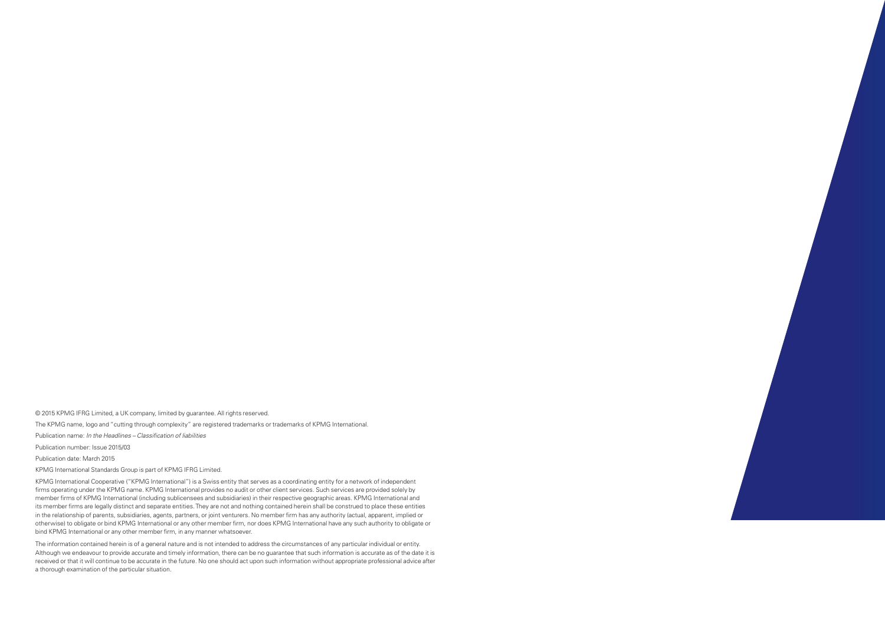© 2015 KPMG IFRG Limited, a UK company, limited by guarantee. All rights reserved.

The KPMG name, logo and "cutting through complexity" are registered trademarks or trademarks of KPMG International.

Publication name: *In the Headlines – Classification of liabilities*

Publication number: Issue 2015/03

Publication date: March 2015

KPMG International Standards Group is part of KPMG IFRG Limited.

KPMG International Cooperative ("KPMG International") is a Swiss entity that serves as a coordinating entity for a network of independent firms operating under the KPMG name. KPMG International provides no audit or other client services. Such services are provided solely by member firms of KPMG International (including sublicensees and subsidiaries) in their respective geographic areas. KPMG International and its member firms are legally distinct and separate entities. They are not and nothing contained herein shall be construed to place these entities in the relationship of parents, subsidiaries, agents, partners, or joint venturers. No member firm has any authority (actual, apparent, implied or otherwise) to obligate or bind KPMG International or any other member firm, nor does KPMG International have any such authority to obligate or bind KPMG International or any other member firm, in any manner whatsoever.

The information contained herein is of a general nature and is not intended to address the circumstances of any particular individual or entity. Although we endeavour to provide accurate and timely information, there can be no guarantee that such information is accurate as of the date it is received or that it will continue to be accurate in the future. No one should act upon such information without appropriate professional advice after a thorough examination of the particular situation.